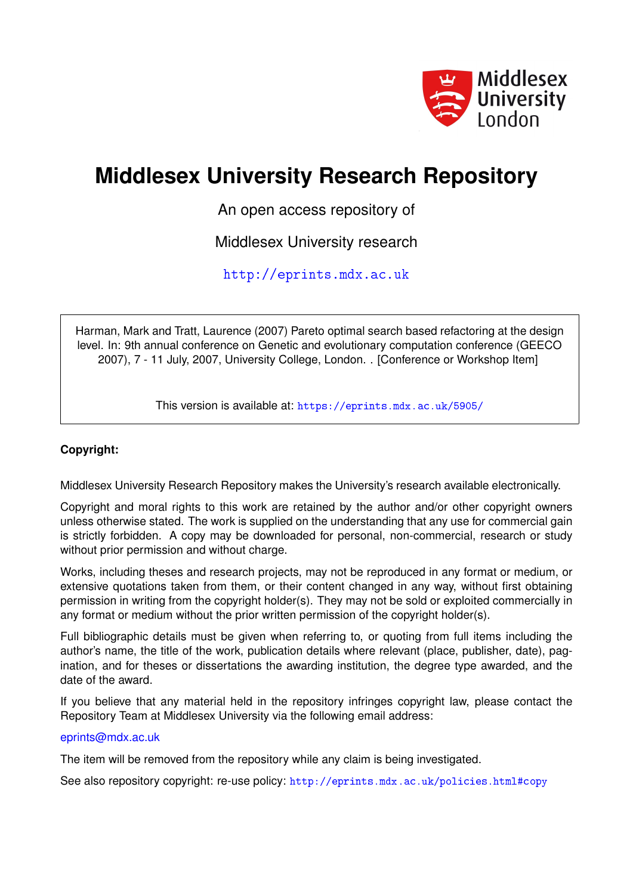# Middlesex University Research Repository

An open access repository of

Middlesex University research

http://eprints.mdx.ac.uk

Harman, Mark and Tratt, Laurence (2007) Pareto optimal search based refactoring at the design level. In: 9th annual conference on Genetic and evolutionary computation conference (GEECO 2007), 7 - 11 July, 2007, University College, London. . [Conference or Workshop Item]

This version is available at: https://eprints.mdx.ac.uk/5905/

**Copyright:**

Middlesex University Research Repository makes the University's research available electronically.

Copyright and moral rights to this work are retained by the author and/or other copyright owners unless otherwise stated. The work is supplied on the understanding that any use for commercial gain is strictly forbidden. A copy may be downloaded for personal, non-commercial, research or study without prior permission and without charge.

Works, including theses and research projects, may not be reproduced in any format or medium, or extensive quotations taken from them, or their content changed in any way, without first obtaining permission in writing from the copyright holder(s). They may not be sold or exploited commercially in any format or medium without the prior written permission of the copyright holder(s).

Full bibliographic details must be given when referring to, or quoting from full items including the author's name, the title of the work, publication details where relevant (place, publisher, date), pagination, and for theses or dissertations the awarding institution, the degree type awarded, and the date of the award.

If you believe that any material held in the repository infringes copyright law, please contact the Repository Team at Middlesex University via the following email address:

eprints@mdx.ac.uk

The item will be removed from the repository while any claim is being investigated.

See also repository copyright: re-use policy: http://eprints.mdx.ac.uk/policies.html#copy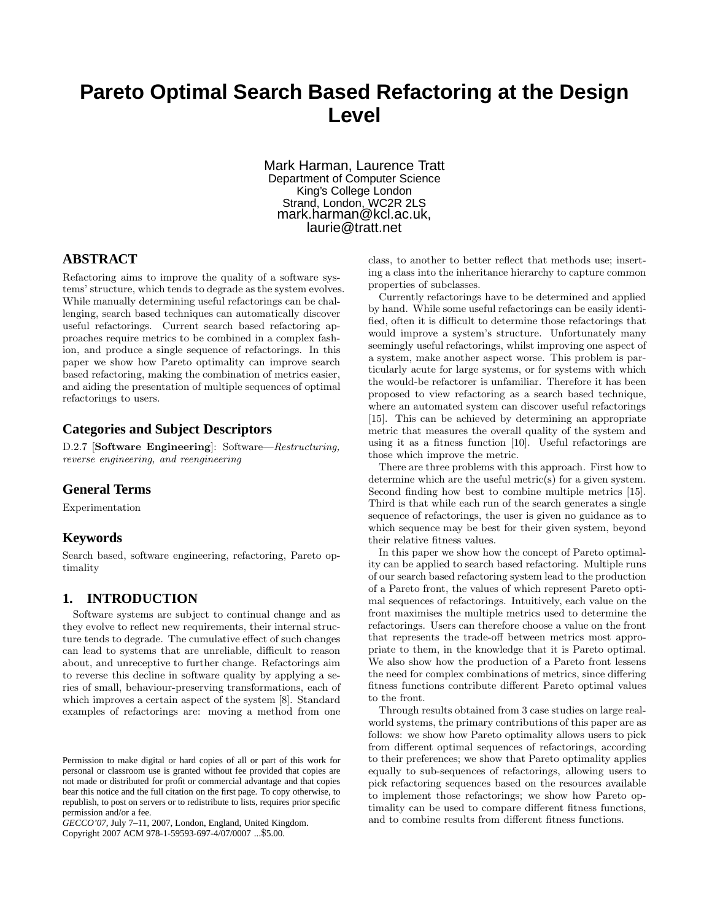# Pareto Optimal Search Based Refactoring at the Design Level

Mark Harman, Laurence Tratt
Department of Computer Science
King's College London
Strand, London, WC2R 2LS
mark.harman@kcl.ac.uk,
laurie@tratt.net

## ABSTRACT

Refactoring aims to improve the quality of a software systems' structure, which tends to degrade as the system evolves. While manually determining useful refactorings can be challenging, search based techniques can automatically discover useful refactorings. Current search based refactoring approaches require metrics to be combined in a complex fashion, and produce a single sequence of refactorings. In this paper we show how Pareto optimality can improve search based refactoring, making the combination of metrics easier, and aiding the presentation of multiple sequences of optimal refactorings to users.

### Categories and Subject Descriptors

D.2.7 [**Software Engineering**]: Software—*Restructuring, reverse engineering, and reengineering*

### General Terms

Experimentation

### Keywords

Search based, software engineering, refactoring, Pareto optimality

## 1. INTRODUCTION

Software systems are subject to continual change and as they evolve to reflect new requirements, their internal structure tends to degrade. The cumulative effect of such changes can lead to systems that are unreliable, difficult to reason about, and unreceptive to further change. Refactorings aim to reverse this decline in software quality by applying a series of small, behaviour-preserving transformations, each of which improves a certain aspect of the system [8]. Standard examples of refactorings are: moving a method from one class, to another to better reflect that methods use; inserting a class into the inheritance hierarchy to capture common properties of subclasses.

Currently refactorings have to be determined and applied by hand. While some useful refactorings can be easily identified, often it is difficult to determine those refactorings that would improve a system's structure. Unfortunately many seemingly useful refactorings, whilst improving one aspect of a system, make another aspect worse. This problem is particularly acute for large systems, or for systems with which the would-be refactorer is unfamiliar. Therefore it has been proposed to view refactoring as a search based technique, where an automated system can discover useful refactorings [15]. This can be achieved by determining an appropriate metric that measures the overall quality of the system and using it as a fitness function [10]. Useful refactorings are those which improve the metric.

There are three problems with this approach. First how to determine which are the useful metric(s) for a given system. Second finding how best to combine multiple metrics [15]. Third is that while each run of the search generates a single sequence of refactorings, the user is given no guidance as to which sequence may be best for their given system, beyond their relative fitness values.

In this paper we show how the concept of Pareto optimality can be applied to search based refactoring. Multiple runs of our search based refactoring system lead to the production of a Pareto front, the values of which represent Pareto optimal sequences of refactorings. Intuitively, each value on the front maximises the multiple metrics used to determine the refactorings. Users can therefore choose a value on the front that represents the trade-off between metrics most appropriate to them, in the knowledge that it is Pareto optimal. We also show how the production of a Pareto front lessens the need for complex combinations of metrics, since differing fitness functions contribute different Pareto optimal values to the front.

Through results obtained from 3 case studies on large real-world systems, the primary contributions of this paper are as follows: we show how Pareto optimality allows users to pick from different optimal sequences of refactorings, according to their preferences; we show that Pareto optimality applies equally to sub-sequences of refactorings, allowing users to pick refactoring sequences based on the resources available to implement those refactorings; we show how Pareto optimality can be used to compare different fitness functions, and to combine results from different fitness functions.

Permission to make digital or hard copies of all or part of this work for personal or classroom use is granted without fee provided that copies are not made or distributed for profit or commercial advantage and that copies bear this notice and the full citation on the first page. To copy otherwise, to republish, to post on servers or to redistribute to lists, requires prior specific permission and/or a fee.
*GECCO'07,* July 7–11, 2007, London, England, United Kingdom.
Copyright 2007 ACM 978-1-59593-697-4/07/0007 ...$5.00.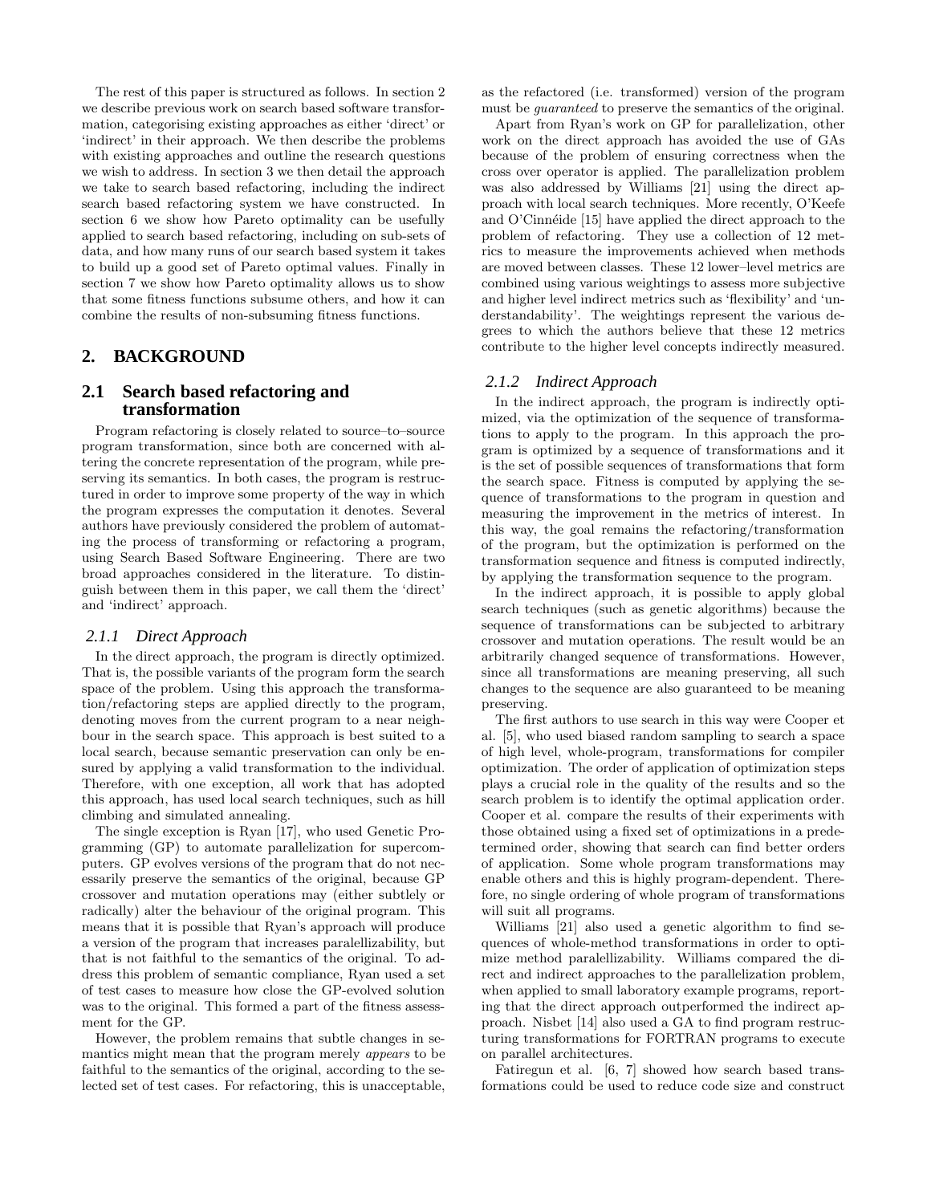The rest of this paper is structured as follows. In section 2 we describe previous work on search based software transformation, categorising existing approaches as either 'direct' or 'indirect' in their approach. We then describe the problems with existing approaches and outline the research questions we wish to address. In section 3 we then detail the approach we take to search based refactoring, including the indirect search based refactoring system we have constructed. In section 6 we show how Pareto optimality can be usefully applied to search based refactoring, including on sub-sets of data, and how many runs of our search based system it takes to build up a good set of Pareto optimal values. Finally in section 7 we show how Pareto optimality allows us to show that some fitness functions subsume others, and how it can combine the results of non-subsuming fitness functions.

## 2. BACKGROUND

### 2.1 Search based refactoring and transformation

Program refactoring is closely related to source–to–source program transformation, since both are concerned with altering the concrete representation of the program, while preserving its semantics. In both cases, the program is restructured in order to improve some property of the way in which the program expresses the computation it denotes. Several authors have previously considered the problem of automating the process of transforming or refactoring a program, using Search Based Software Engineering. There are two broad approaches considered in the literature. To distinguish between them in this paper, we call them the 'direct' and 'indirect' approach.

#### *2.1.1 Direct Approach*

In the direct approach, the program is directly optimized. That is, the possible variants of the program form the search space of the problem. Using this approach the transformation/refactoring steps are applied directly to the program, denoting moves from the current program to a near neighbour in the search space. This approach is best suited to a local search, because semantic preservation can only be ensured by applying a valid transformation to the individual. Therefore, with one exception, all work that has adopted this approach, has used local search techniques, such as hill climbing and simulated annealing.

The single exception is Ryan [17], who used Genetic Programming (GP) to automate parallelization for supercomputers. GP evolves versions of the program that do not necessarily preserve the semantics of the original, because GP crossover and mutation operations may (either subtlely or radically) alter the behaviour of the original program. This means that it is possible that Ryan's approach will produce a version of the program that increases paralellizability, but that is not faithful to the semantics of the original. To address this problem of semantic compliance, Ryan used a set of test cases to measure how close the GP-evolved solution was to the original. This formed a part of the fitness assessment for the GP.

However, the problem remains that subtle changes in semantics might mean that the program merely *appears* to be faithful to the semantics of the original, according to the selected set of test cases. For refactoring, this is unacceptable, as the refactored (i.e. transformed) version of the program must be *guaranteed* to preserve the semantics of the original.

Apart from Ryan's work on GP for parallelization, other work on the direct approach has avoided the use of GAs because of the problem of ensuring correctness when the cross over operator is applied. The parallelization problem was also addressed by Williams [21] using the direct approach with local search techniques. More recently, O'Keefe and O'Cinnéide [15] have applied the direct approach to the problem of refactoring. They use a collection of 12 metrics to measure the improvements achieved when methods are moved between classes. These 12 lower–level metrics are combined using various weightings to assess more subjective and higher level indirect metrics such as 'flexibility' and 'understandability'. The weightings represent the various degrees to which the authors believe that these 12 metrics contribute to the higher level concepts indirectly measured.

#### *2.1.2 Indirect Approach*

In the indirect approach, the program is indirectly optimized, via the optimization of the sequence of transformations to apply to the program. In this approach the program is optimized by a sequence of transformations and it is the set of possible sequences of transformations that form the search space. Fitness is computed by applying the sequence of transformations to the program in question and measuring the improvement in the metrics of interest. In this way, the goal remains the refactoring/transformation of the program, but the optimization is performed on the transformation sequence and fitness is computed indirectly, by applying the transformation sequence to the program.

In the indirect approach, it is possible to apply global search techniques (such as genetic algorithms) because the sequence of transformations can be subjected to arbitrary crossover and mutation operations. The result would be an arbitrarily changed sequence of transformations. However, since all transformations are meaning preserving, all such changes to the sequence are also guaranteed to be meaning preserving.

The first authors to use search in this way were Cooper et al. [5], who used biased random sampling to search a space of high level, whole-program, transformations for compiler optimization. The order of application of optimization steps plays a crucial role in the quality of the results and so the search problem is to identify the optimal application order. Cooper et al. compare the results of their experiments with those obtained using a fixed set of optimizations in a predetermined order, showing that search can find better orders of application. Some whole program transformations may enable others and this is highly program-dependent. Therefore, no single ordering of whole program of transformations will suit all programs.

Williams [21] also used a genetic algorithm to find sequences of whole-method transformations in order to optimize method paralellizability. Williams compared the direct and indirect approaches to the parallelization problem, when applied to small laboratory example programs, reporting that the direct approach outperformed the indirect approach. Nisbet [14] also used a GA to find program restructuring transformations for FORTRAN programs to execute on parallel architectures.

Fatiregun et al. [6, 7] showed how search based transformations could be used to reduce code size and construct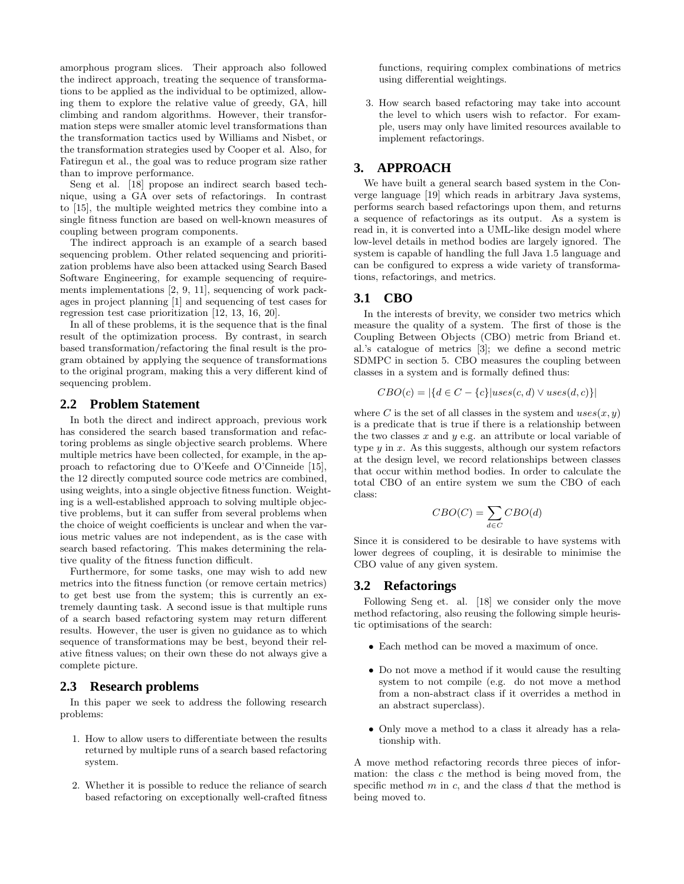amorphous program slices. Their approach also followed the indirect approach, treating the sequence of transformations to be applied as the individual to be optimized, allowing them to explore the relative value of greedy, GA, hill climbing and random algorithms. However, their transformation steps were smaller atomic level transformations than the transformation tactics used by Williams and Nisbet, or the transformation strategies used by Cooper et al. Also, for Fatiregun et al., the goal was to reduce program size rather than to improve performance.

Seng et al. [18] propose an indirect search based technique, using a GA over sets of refactorings. In contrast to [15], the multiple weighted metrics they combine into a single fitness function are based on well-known measures of coupling between program components.

The indirect approach is an example of a search based sequencing problem. Other related sequencing and prioritization problems have also been attacked using Search Based Software Engineering, for example sequencing of requirements implementations [2, 9, 11], sequencing of work packages in project planning [1] and sequencing of test cases for regression test case prioritization [12, 13, 16, 20].

In all of these problems, it is the sequence that is the final result of the optimization process. By contrast, in search based transformation/refactoring the final result is the program obtained by applying the sequence of transformations to the original program, making this a very different kind of sequencing problem.

## 2.2 Problem Statement

In both the direct and indirect approach, previous work has considered the search based transformation and refactoring problems as single objective search problems. Where multiple metrics have been collected, for example, in the approach to refactoring due to O'Keefe and O'Cinneide [15], the 12 directly computed source code metrics are combined, using weights, into a single objective fitness function. Weighting is a well-established approach to solving multiple objective problems, but it can suffer from several problems when the choice of weight coefficients is unclear and when the various metric values are not independent, as is the case with search based refactoring. This makes determining the relative quality of the fitness function difficult.

Furthermore, for some tasks, one may wish to add new metrics into the fitness function (or remove certain metrics) to get best use from the system; this is currently an extremely daunting task. A second issue is that multiple runs of a search based refactoring system may return different results. However, the user is given no guidance as to which sequence of transformations may be best, beyond their relative fitness values; on their own these do not always give a complete picture.

## 2.3 Research problems

In this paper we seek to address the following research problems:

1. How to allow users to differentiate between the results returned by multiple runs of a search based refactoring system.
2. Whether it is possible to reduce the reliance of search based refactoring on exceptionally well-crafted fitness functions, requiring complex combinations of metrics using differential weightings.
3. How search based refactoring may take into account the level to which users wish to refactor. For example, users may only have limited resources available to implement refactorings.

# 3. APPROACH

We have built a general search based system in the Converge language [19] which reads in arbitrary Java systems, performs search based refactorings upon them, and returns a sequence of refactorings as its output. As a system is read in, it is converted into a UML-like design model where low-level details in method bodies are largely ignored. The system is capable of handling the full Java 1.5 language and can be configured to express a wide variety of transformations, refactorings, and metrics.

## 3.1 CBO

In the interests of brevity, we consider two metrics which measure the quality of a system. The first of those is the Coupling Between Objects (CBO) metric from Briand et. al.'s catalogue of metrics [3]; we define a second metric SDMPC in section 5. CBO measures the coupling between classes in a system and is formally defined thus:

$$CBO(c) = |\{d \in C - \{c\} | uses(c, d) \vee uses(d, c)\}|$$

where $C$ is the set of all classes in the system and $uses(x, y)$ is a predicate that is true if there is a relationship between the two classes $x$ and $y$ e.g. an attribute or local variable of type $y$ in $x$. As this suggests, although our system refactors at the design level, we record relationships between classes that occur within method bodies. In order to calculate the total CBO of an entire system we sum the CBO of each class:

$$CBO(C) = \sum_{d \in C} CBO(d)$$

Since it is considered to be desirable to have systems with lower degrees of coupling, it is desirable to minimise the CBO value of any given system.

## 3.2 Refactorings

Following Seng et. al. [18] we consider only the move method refactoring, also reusing the following simple heuristic optimisations of the search:

- Each method can be moved a maximum of once.
- Do not move a method if it would cause the resulting system to not compile (e.g. do not move a method from a non-abstract class if it overrides a method in an abstract superclass).
- Only move a method to a class it already has a relationship with.

A move method refactoring records three pieces of information: the class $c$ the method is being moved from, the specific method $m$ in $c$, and the class $d$ that the method is being moved to.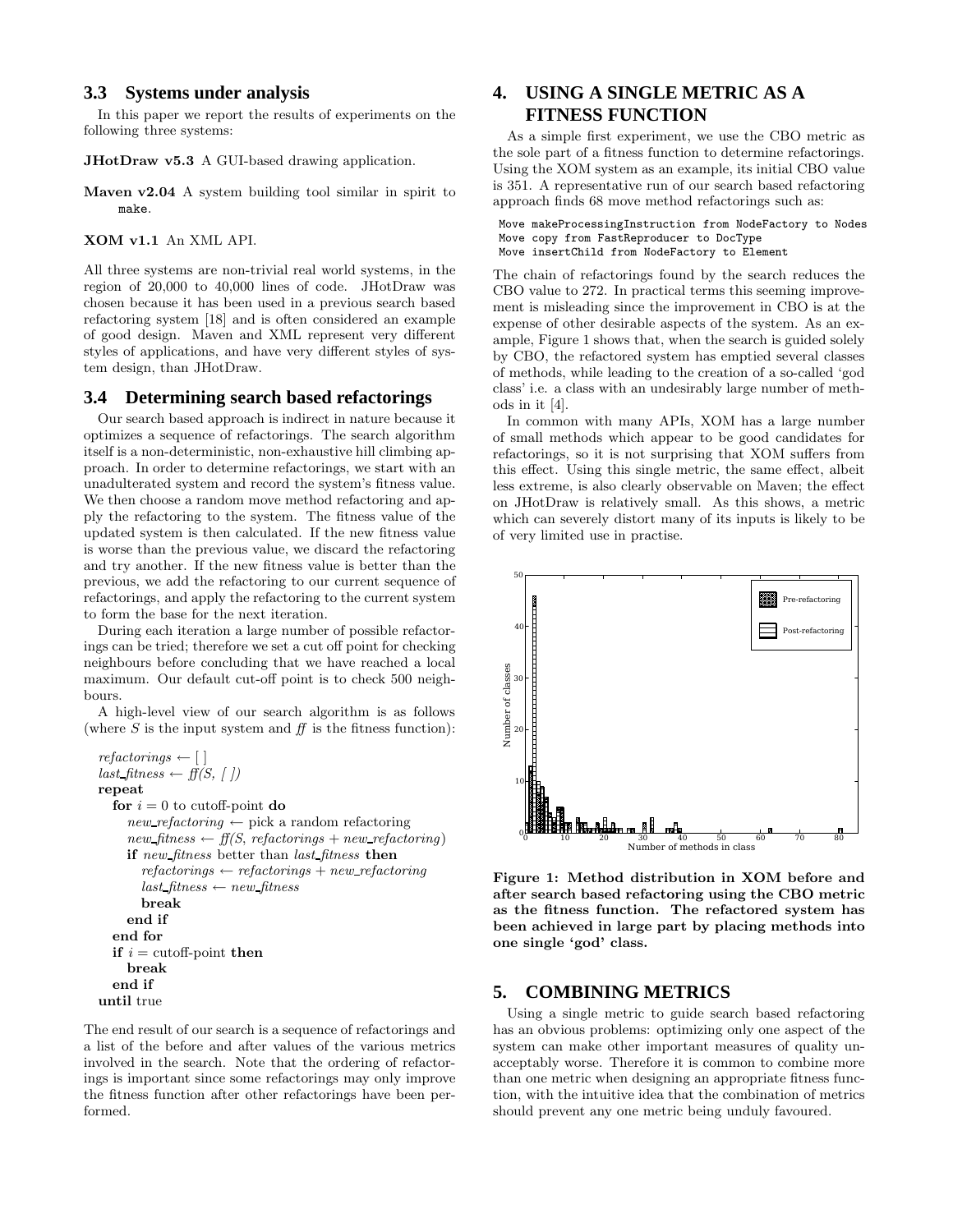### 3.3 Systems under analysis

In this paper we report the results of experiments on the following three systems:

**JHotDraw v5.3** A GUI-based drawing application.

**Maven v2.04** A system building tool similar in spirit to `make`.

**XOM v1.1** An XML API.

All three systems are non-trivial real world systems, in the region of 20,000 to 40,000 lines of code. JHotDraw was chosen because it has been used in a previous search based refactoring system [18] and is often considered an example of good design. Maven and XML represent very different styles of applications, and have very different styles of system design, than JHotDraw.

### 3.4 Determining search based refactorings

Our search based approach is indirect in nature because it optimizes a sequence of refactorings. The search algorithm itself is a non-deterministic, non-exhaustive hill climbing approach. In order to determine refactorings, we start with an unadulterated system and record the system's fitness value. We then choose a random move method refactoring and apply the refactoring to the system. The fitness value of the updated system is then calculated. If the new fitness value is worse than the previous value, we discard the refactoring and try another. If the new fitness value is better than the previous, we add the refactoring to our current sequence of refactorings, and apply the refactoring to the current system to form the base for the next iteration.

During each iteration a large number of possible refactorings can be tried; therefore we set a cut off point for checking neighbours before concluding that we have reached a local maximum. Our default cut-off point is to check 500 neighbours.

A high-level view of our search algorithm is as follows (where $S$ is the input system and $ff$ is the fitness function):

```
refactorings ← [ ]
last_fitness ← ff(S, [ ])
repeat
    for i = 0 to cutoff-point do
        new_refactoring ← pick a random refactoring
        new_fitness ← ff(S, refactorings + new_refactoring)
        if new_fitness better than last_fitness then
            refactorings ← refactorings + new_refactoring
            last_fitness ← new_fitness
            break
        end if
    end for
    if i = cutoff-point then
        break
    end if
until true
```

The end result of our search is a sequence of refactorings and a list of the before and after values of the various metrics involved in the search. Note that the ordering of refactorings is important since some refactorings may only improve the fitness function after other refactorings have been performed.

## 4. USING A SINGLE METRIC AS A FITNESS FUNCTION

As a simple first experiment, we use the CBO metric as the sole part of a fitness function to determine refactorings. Using the XOM system as an example, its initial CBO value is 351. A representative run of our search based refactoring approach finds 68 move method refactorings such as:

```
Move makeProcessingInstruction from NodeFactory to Nodes
Move copy from FastReproducer to DocType
Move insertChild from NodeFactory to Element
```

The chain of refactorings found by the search reduces the CBO value to 272. In practical terms this seeming improvement is misleading since the improvement in CBO is at the expense of other desirable aspects of the system. As an example, Figure 1 shows that, when the search is guided solely by CBO, the refactored system has emptied several classes of methods, while leading to the creation of a so-called 'god class' i.e. a class with an undesirably large number of methods in it [4].

In common with many APIs, XOM has a large number of small methods which appear to be good candidates for refactorings, so it is not surprising that XOM suffers from this effect. Using this single metric, the same effect, albeit less extreme, is also clearly observable on Maven; the effect on JHotDraw is relatively small. As this shows, a metric which can severely distort many of its inputs is likely to be of very limited use in practise.

**Figure 1: Method distribution in XOM before and after search based refactoring using the CBO metric as the fitness function. The refactored system has been achieved in large part by placing methods into one single 'god' class.**

## 5. COMBINING METRICS

Using a single metric to guide search based refactoring has an obvious problems: optimizing only one aspect of the system can make other important measures of quality unacceptably worse. Therefore it is common to combine more than one metric when designing an appropriate fitness function, with the intuitive idea that the combination of metrics should prevent any one metric being unduly favoured.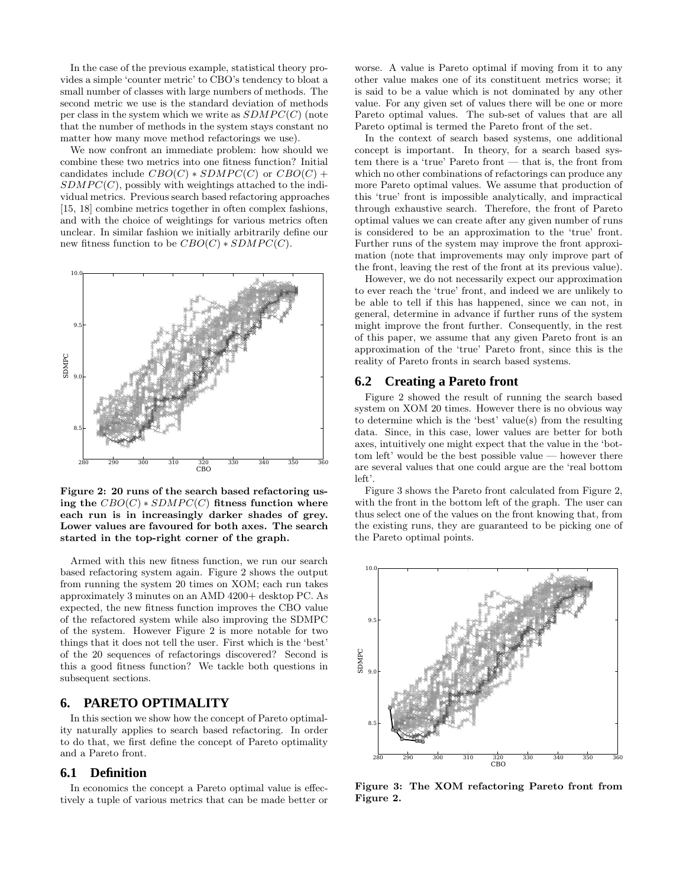In the case of the previous example, statistical theory provides a simple 'counter metric' to CBO's tendency to bloat a small number of classes with large numbers of methods. The second metric we use is the standard deviation of methods per class in the system which we write as $SDMPC(C)$ (note that the number of methods in the system stays constant no matter how many move method refactorings we use).

We now confront an immediate problem: how should we combine these two metrics into one fitness function? Initial candidates include $CBO(C) * SDMPC(C)$ or $CBO(C) + SDMPC(C)$, possibly with weightings attached to the individual metrics. Previous search based refactoring approaches [15, 18] combine metrics together in often complex fashions, and with the choice of weightings for various metrics often unclear. In similar fashion we initially arbitrarily define our new fitness function to be $CBO(C) * SDMPC(C)$.

**Figure 2: 20 runs of the search based refactoring using the $CBO(C) * SDMPC(C)$ fitness function where each run is in increasingly darker shades of grey. Lower values are favoured for both axes. The search started in the top-right corner of the graph.**

Armed with this new fitness function, we run our search based refactoring system again. Figure 2 shows the output from running the system 20 times on XOM; each run takes approximately 3 minutes on an AMD 4200+ desktop PC. As expected, the new fitness function improves the CBO value of the refactored system while also improving the SDMPC of the system. However Figure 2 is more notable for two things that it does not tell the user. First which is the 'best' of the 20 sequences of refactorings discovered? Second is this a good fitness function? We tackle both questions in subsequent sections.

## 6. PARETO OPTIMALITY

In this section we show how the concept of Pareto optimality naturally applies to search based refactoring. In order to do that, we first define the concept of Pareto optimality and a Pareto front.

### 6.1 Definition

In economics the concept a Pareto optimal value is effectively a tuple of various metrics that can be made better or worse. A value is Pareto optimal if moving from it to any other value makes one of its constituent metrics worse; it is said to be a value which is not dominated by any other value. For any given set of values there will be one or more Pareto optimal values. The sub-set of values that are all Pareto optimal is termed the Pareto front of the set.

In the context of search based systems, one additional concept is important. In theory, for a search based system there is a 'true' Pareto front — that is, the front from which no other combinations of refactorings can produce any more Pareto optimal values. We assume that production of this 'true' front is impossible analytically, and impractical through exhaustive search. Therefore, the front of Pareto optimal values we can create after any given number of runs is considered to be an approximation to the 'true' front. Further runs of the system may improve the front approximation (note that improvements may only improve part of the front, leaving the rest of the front at its previous value).

However, we do not necessarily expect our approximation to ever reach the 'true' front, and indeed we are unlikely to be able to tell if this has happened, since we can not, in general, determine in advance if further runs of the system might improve the front further. Consequently, in the rest of this paper, we assume that any given Pareto front is an approximation of the 'true' Pareto front, since this is the reality of Pareto fronts in search based systems.

### 6.2 Creating a Pareto front

Figure 2 showed the result of running the search based system on XOM 20 times. However there is no obvious way to determine which is the 'best' value(s) from the resulting data. Since, in this case, lower values are better for both axes, intuitively one might expect that the value in the 'bottom left' would be the best possible value — however there are several values that one could argue are the 'real bottom left'.

Figure 3 shows the Pareto front calculated from Figure 2, with the front in the bottom left of the graph. The user can thus select one of the values on the front knowing that, from the existing runs, they are guaranteed to be picking one of the Pareto optimal points.

**Figure 3: The XOM refactoring Pareto front from Figure 2.**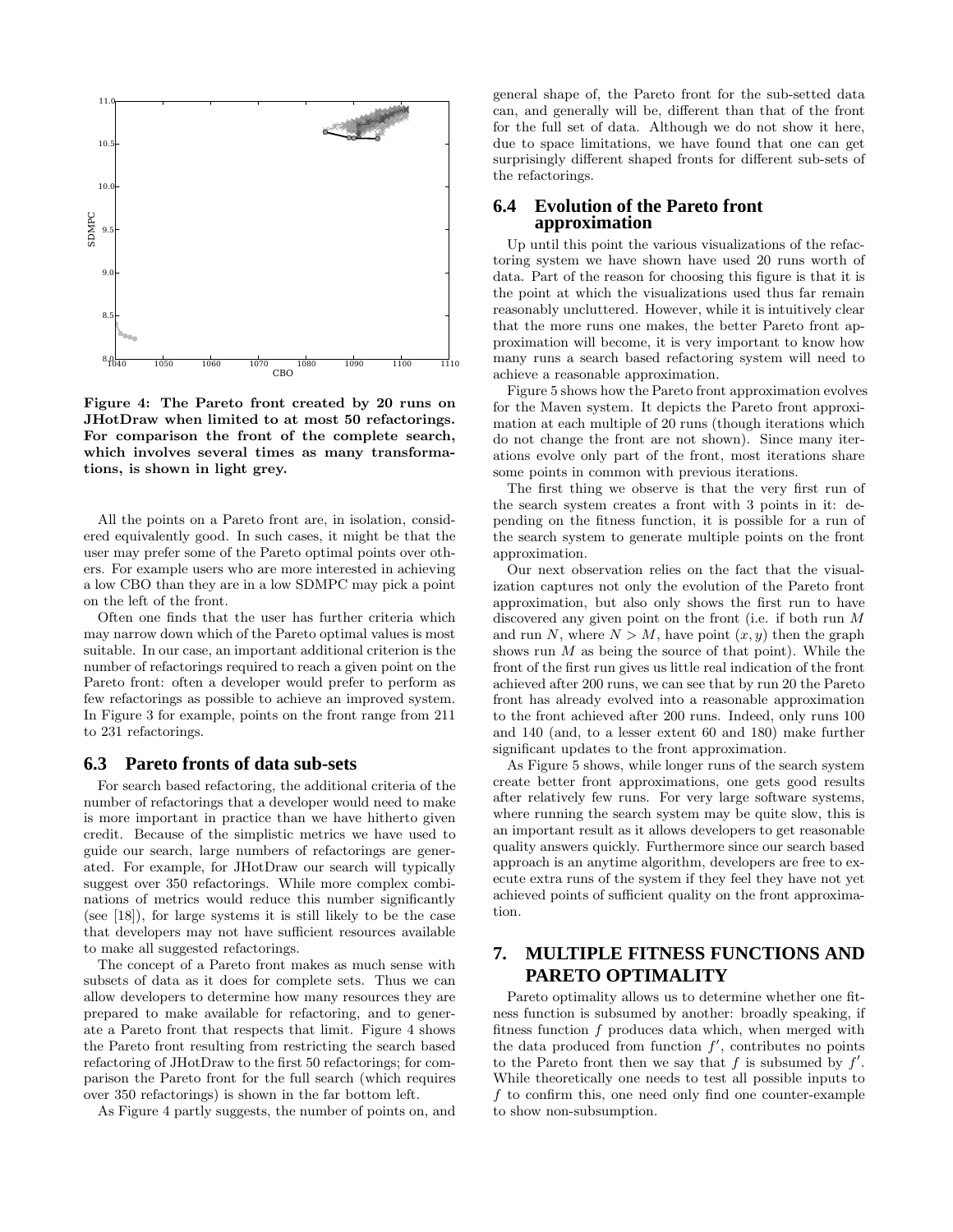Figure 4: The Pareto front created by 20 runs on JHotDraw when limited to at most 50 refactorings. For comparison the front of the complete search, which involves several times as many transformations, is shown in light grey.

All the points on a Pareto front are, in isolation, considered equivalently good. In such cases, it might be that the user may prefer some of the Pareto optimal points over others. For example users who are more interested in achieving a low CBO than they are in a low SDMPC may pick a point on the left of the front.

Often one finds that the user has further criteria which may narrow down which of the Pareto optimal values is most suitable. In our case, an important additional criterion is the number of refactorings required to reach a given point on the Pareto front: often a developer would prefer to perform as few refactorings as possible to achieve an improved system. In Figure 3 for example, points on the front range from 211 to 231 refactorings.

### 6.3 Pareto fronts of data sub-sets

For search based refactoring, the additional criteria of the number of refactorings that a developer would need to make is more important in practice than we have hitherto given credit. Because of the simplistic metrics we have used to guide our search, large numbers of refactorings are generated. For example, for JHotDraw our search will typically suggest over 350 refactorings. While more complex combinations of metrics would reduce this number significantly (see [18]), for large systems it is still likely to be the case that developers may not have sufficient resources available to make all suggested refactorings.

The concept of a Pareto front makes as much sense with subsets of data as it does for complete sets. Thus we can allow developers to determine how many resources they are prepared to make available for refactoring, and to generate a Pareto front that respects that limit. Figure 4 shows the Pareto front resulting from restricting the search based refactoring of JHotDraw to the first 50 refactorings; for comparison the Pareto front for the full search (which requires over 350 refactorings) is shown in the far bottom left.

As Figure 4 partly suggests, the number of points on, and general shape of, the Pareto front for the sub-setted data can, and generally will be, different than that of the front for the full set of data. Although we do not show it here, due to space limitations, we have found that one can get surprisingly different shaped fronts for different sub-sets of the refactorings.

### 6.4 Evolution of the Pareto front approximation

Up until this point the various visualizations of the refactoring system we have shown have used 20 runs worth of data. Part of the reason for choosing this figure is that it is the point at which the visualizations used thus far remain reasonably uncluttered. However, while it is intuitively clear that the more runs one makes, the better Pareto front approximation will become, it is very important to know how many runs a search based refactoring system will need to achieve a reasonable approximation.

Figure 5 shows how the Pareto front approximation evolves for the Maven system. It depicts the Pareto front approximation at each multiple of 20 runs (though iterations which do not change the front are not shown). Since many iterations evolve only part of the front, most iterations share some points in common with previous iterations.

The first thing we observe is that the very first run of the search system creates a front with 3 points in it: depending on the fitness function, it is possible for a run of the search system to generate multiple points on the front approximation.

Our next observation relies on the fact that the visualization captures not only the evolution of the Pareto front approximation, but also only shows the first run to have discovered any given point on the front (i.e. if both run $M$ and run $N$, where $N > M$, have point $(x, y)$ then the graph shows run $M$ as being the source of that point). While the front of the first run gives us little real indication of the front achieved after 200 runs, we can see that by run 20 the Pareto front has already evolved into a reasonable approximation to the front achieved after 200 runs. Indeed, only runs 100 and 140 (and, to a lesser extent 60 and 180) make further significant updates to the front approximation.

As Figure 5 shows, while longer runs of the search system create better front approximations, one gets good results after relatively few runs. For very large software systems, where running the search system may be quite slow, this is an important result as it allows developers to get reasonable quality answers quickly. Furthermore since our search based approach is an anytime algorithm, developers are free to execute extra runs of the system if they feel they have not yet achieved points of sufficient quality on the front approximation.

## 7. MULTIPLE FITNESS FUNCTIONS AND PARETO OPTIMALITY

Pareto optimality allows us to determine whether one fitness function is subsumed by another: broadly speaking, if fitness function $f$ produces data which, when merged with the data produced from function $f'$, contributes no points to the Pareto front then we say that $f$ is subsumed by $f'$. While theoretically one needs to test all possible inputs to $f$ to confirm this, one need only find one counter-example to show non-subsumption.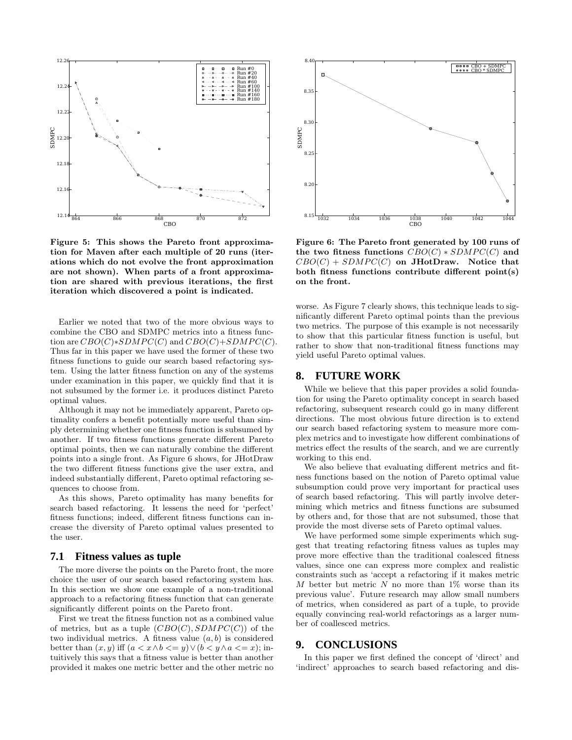Figure 5: This shows the Pareto front approximation for Maven after each multiple of 20 runs (iterations which do not evolve the front approximation are not shown). When parts of a front approximation are shared with previous iterations, the first iteration which discovered a point is indicated.

Figure 6: The Pareto front generated by 100 runs of the two fitness functions $CBO(C) * SDMPC(C)$ and $CBO(C) + SDMPC(C)$ on JHotDraw. Notice that both fitness functions contribute different point(s) on the front.

Earlier we noted that two of the more obvious ways to combine the CBO and SDMPC metrics into a fitness function are $CBO(C)*SDMPC(C)$ and $CBO(C)+SDMPC(C)$. Thus far in this paper we have used the former of these two fitness functions to guide our search based refactoring system. Using the latter fitness function on any of the systems under examination in this paper, we quickly find that it is not subsumed by the former i.e. it produces distinct Pareto optimal values.

Although it may not be immediately apparent, Pareto optimality confers a benefit potentially more useful than simply determining whether one fitness function is subsumed by another. If two fitness functions generate different Pareto optimal points, then we can naturally combine the different points into a single front. As Figure 6 shows, for JHotDraw the two different fitness functions give the user extra, and indeed substantially different, Pareto optimal refactoring sequences to choose from.

As this shows, Pareto optimality has many benefits for search based refactoring. It lessens the need for 'perfect' fitness functions; indeed, different fitness functions can increase the diversity of Pareto optimal values presented to the user.

### 7.1 Fitness values as tuple

The more diverse the points on the Pareto front, the more choice the user of our search based refactoring system has. In this section we show one example of a non-traditional approach to a refactoring fitness function that can generate significantly different points on the Pareto front.

First we treat the fitness function not as a combined value of metrics, but as a tuple $(CBO(C), SDMPC(C))$ of the two individual metrics. A fitness value $(a, b)$ is considered better than $(x, y)$ iff $(a < x \wedge b <= y) \vee (b < y \wedge a <= x)$; intuitively this says that a fitness value is better than another provided it makes one metric better and the other metric no worse. As Figure 7 clearly shows, this technique leads to significantly different Pareto optimal points than the previous two metrics. The purpose of this example is not necessarily to show that this particular fitness function is useful, but rather to show that non-traditional fitness functions may yield useful Pareto optimal values.

## 8. FUTURE WORK

While we believe that this paper provides a solid foundation for using the Pareto optimality concept in search based refactoring, subsequent research could go in many different directions. The most obvious future direction is to extend our search based refactoring system to measure more complex metrics and to investigate how different combinations of metrics effect the results of the search, and we are currently working to this end.

We also believe that evaluating different metrics and fitness functions based on the notion of Pareto optimal value subsumption could prove very important for practical uses of search based refactoring. This will partly involve determining which metrics and fitness functions are subsumed by others and, for those that are not subsumed, those that provide the most diverse sets of Pareto optimal values.

We have performed some simple experiments which suggest that treating refactoring fitness values as tuples may prove more effective than the traditional coalesced fitness values, since one can express more complex and realistic constraints such as 'accept a refactoring if it makes metric $M$ better but metric $N$ no more than 1% worse than its previous value'. Future research may allow small numbers of metrics, when considered as part of a tuple, to provide equally convincing real-world refactorings as a larger number of coallesced metrics.

## 9. CONCLUSIONS

In this paper we first defined the concept of 'direct' and 'indirect' approaches to search based refactoring and dis-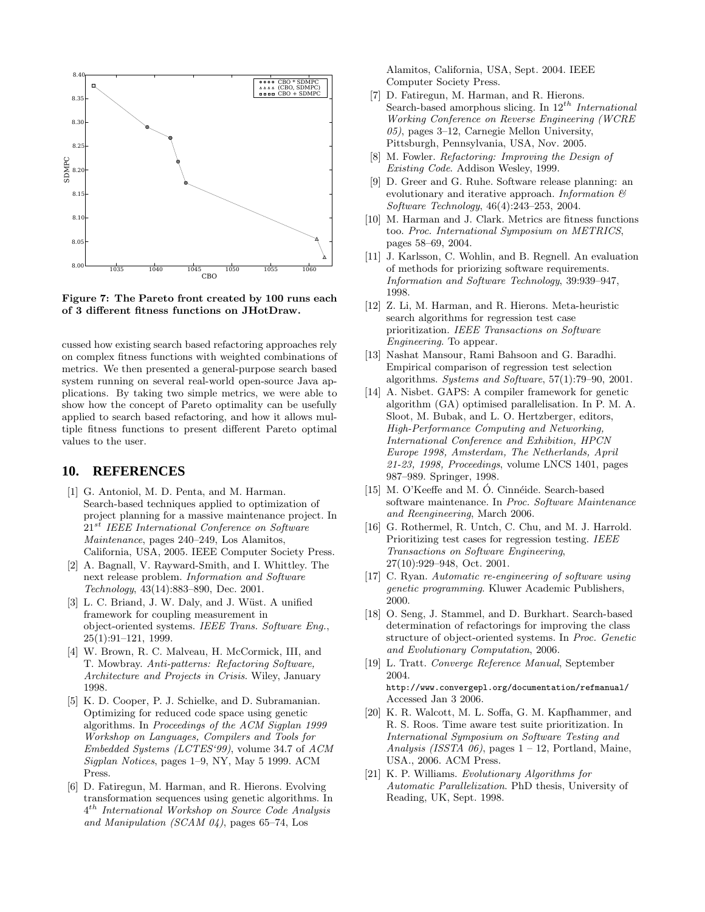8.40
8.35
8.30
8.25
8.20
8.15
8.10
8.05
8.00
SDMPC
1035
1040
1045
1050
1055
1060
CBO
CBO * SDMPC
(CBO, SDMPC)
CBO + SDMPC

**Figure 7: The Pareto front created by 100 runs each of 3 different fitness functions on JHotDraw.**

cussed how existing search based refactoring approaches rely on complex fitness functions with weighted combinations of metrics. We then presented a general-purpose search based system running on several real-world open-source Java applications. By taking two simple metrics, we were able to show how the concept of Pareto optimality can be usefully applied to search based refactoring, and how it allows multiple fitness functions to present different Pareto optimal values to the user.

## 10. REFERENCES

[1] G. Antoniol, M. D. Penta, and M. Harman. Search-based techniques applied to optimization of project planning for a massive maintenance project. In $21^{st}$ *IEEE International Conference on Software Maintenance*, pages 240–249, Los Alamitos, California, USA, 2005. IEEE Computer Society Press.

[2] A. Bagnall, V. Rayward-Smith, and I. Whittley. The next release problem. *Information and Software Technology*, 43(14):883–890, Dec. 2001.

[3] L. C. Briand, J. W. Daly, and J. Wüst. A unified framework for coupling measurement in object-oriented systems. *IEEE Trans. Software Eng.*, 25(1):91–121, 1999.

[4] W. Brown, R. C. Malveau, H. McCormick, III, and T. Mowbray. *Anti-patterns: Refactoring Software, Architecture and Projects in Crisis*. Wiley, January 1998.

[5] K. D. Cooper, P. J. Schielke, and D. Subramanian. Optimizing for reduced code space using genetic algorithms. In *Proceedings of the ACM Sigplan 1999 Workshop on Languages, Compilers and Tools for Embedded Systems (LCTES'99)*, volume 34.7 of *ACM Sigplan Notices*, pages 1–9, NY, May 5 1999. ACM Press.

[6] D. Fatiregun, M. Harman, and R. Hierons. Evolving transformation sequences using genetic algorithms. In $4^{th}$ *International Workshop on Source Code Analysis and Manipulation (SCAM 04)*, pages 65–74, Los Alamitos, California, USA, Sept. 2004. IEEE Computer Society Press.

[7] D. Fatiregun, M. Harman, and R. Hierons. Search-based amorphous slicing. In $12^{th}$ *International Working Conference on Reverse Engineering (WCRE 05)*, pages 3–12, Carnegie Mellon University, Pittsburgh, Pennsylvania, USA, Nov. 2005.

[8] M. Fowler. *Refactoring: Improving the Design of Existing Code*. Addison Wesley, 1999.

[9] D. Greer and G. Ruhe. Software release planning: an evolutionary and iterative approach. *Information & Software Technology*, 46(4):243–253, 2004.

[10] M. Harman and J. Clark. Metrics are fitness functions too. *Proc. International Symposium on METRICS*, pages 58–69, 2004.

[11] J. Karlsson, C. Wohlin, and B. Regnell. An evaluation of methods for priorizing software requirements. *Information and Software Technology*, 39:939–947, 1998.

[12] Z. Li, M. Harman, and R. Hierons. Meta-heuristic search algorithms for regression test case prioritization. *IEEE Transactions on Software Engineering*. To appear.

[13] Nashat Mansour, Rami Bahsoon and G. Baradhi. Empirical comparison of regression test selection algorithms. *Systems and Software*, 57(1):79–90, 2001.

[14] A. Nisbet. GAPS: A compiler framework for genetic algorithm (GA) optimised parallelisation. In P. M. A. Sloot, M. Bubak, and L. O. Hertzberger, editors, *High-Performance Computing and Networking, International Conference and Exhibition, HPCN Europe 1998, Amsterdam, The Netherlands, April 21-23, 1998, Proceedings*, volume LNCS 1401, pages 987–989. Springer, 1998.

[15] M. O'Keeffe and M. Ó. Cinnéide. Search-based software maintenance. In *Proc. Software Maintenance and Reengineering*, March 2006.

[16] G. Rothermel, R. Untch, C. Chu, and M. J. Harrold. Prioritizing test cases for regression testing. *IEEE Transactions on Software Engineering*, 27(10):929–948, Oct. 2001.

[17] C. Ryan. *Automatic re-engineering of software using genetic programming*. Kluwer Academic Publishers, 2000.

[18] O. Seng, J. Stammel, and D. Burkhart. Search-based determination of refactorings for improving the class structure of object-oriented systems. In *Proc. Genetic and Evolutionary Computation*, 2006.

[19] L. Tratt. *Converge Reference Manual*, September 2004. `http://www.convergepl.org/documentation/refmanual/` Accessed Jan 3 2006.

[20] K. R. Walcott, M. L. Soffa, G. M. Kapfhammer, and R. S. Roos. Time aware test suite prioritization. In *International Symposium on Software Testing and Analysis (ISSTA 06)*, pages 1 – 12, Portland, Maine, USA., 2006. ACM Press.

[21] K. P. Williams. *Evolutionary Algorithms for Automatic Parallelization*. PhD thesis, University of Reading, UK, Sept. 1998.